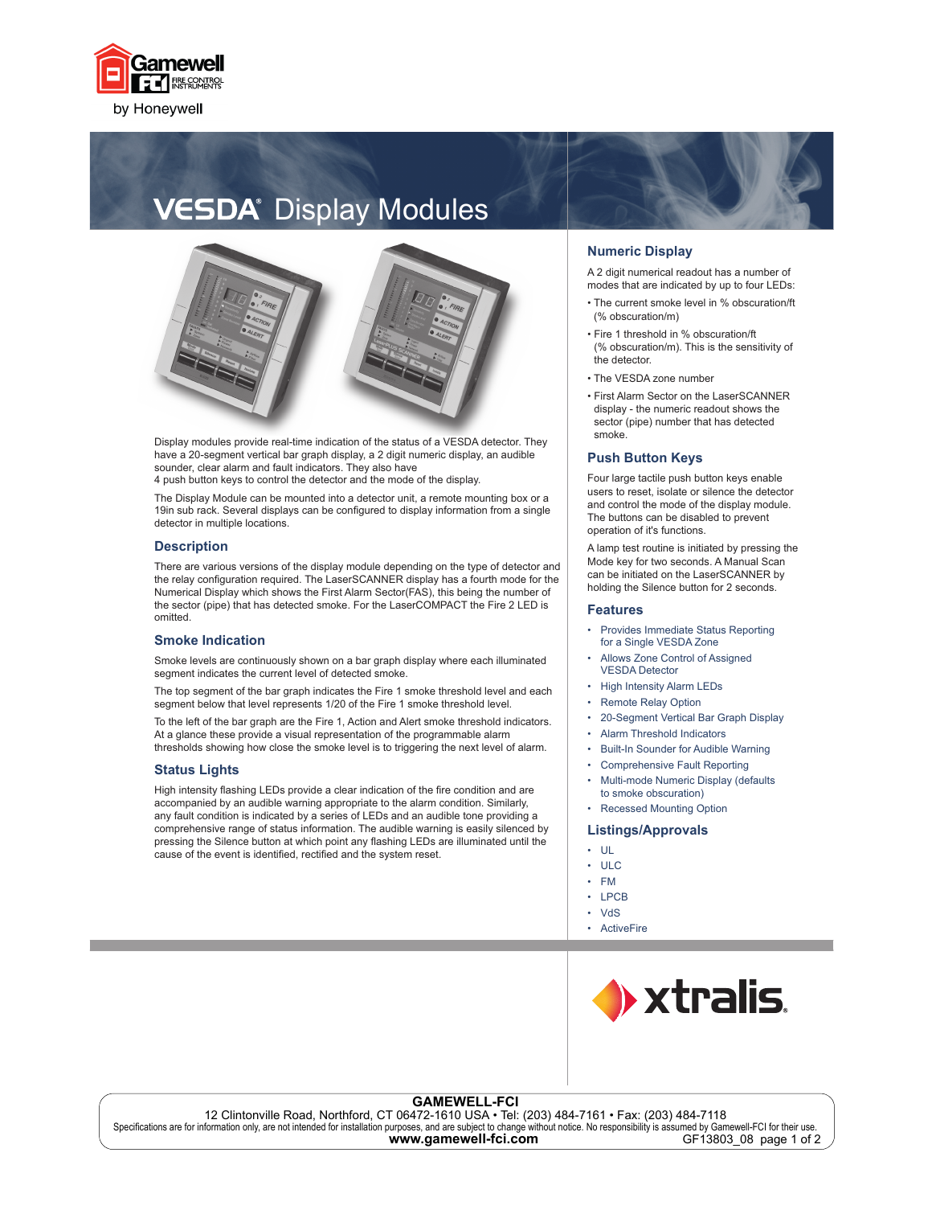# VESDA® Display Modules

Display modules provide real-time indication of the status of a VESDA detector. They have a 20-segment vertical bar graph display, a 2 digit numeric display, an audible sounder, clear alarm and fault indicators. They also have 4 push button keys to control the detector and the mode of the display.

The Display Module can be mounted into a detector unit, a remote mounting box or a 19in sub rack. Several displays can be configured to display information from a single detector in multiple locations.

## Description

There are various versions of the display module depending on the type of detector and the relay configuration required. The LaserSCANNER display has a fourth mode for the Numerical Display which shows the First Alarm Sector(FAS), this being the number of the sector (pipe) that has detected smoke. For the LaserCOMPACT the Fire 2 LED is omitted.

## Smoke Indication

Smoke levels are continuously shown on a bar graph display where each illuminated segment indicates the current level of detected smoke.

The top segment of the bar graph indicates the Fire 1 smoke threshold level and each segment below that level represents 1/20 of the Fire 1 smoke threshold level.

To the left of the bar graph are the Fire 1, Action and Alert smoke threshold indicators. At a glance these provide a visual representation of the programmable alarm thresholds showing how close the smoke level is to triggering the next level of alarm.

## Status Lights

High intensity flashing LEDs provide a clear indication of the fire condition and are accompanied by an audible warning appropriate to the alarm condition. Similarly, any fault condition is indicated by a series of LEDs and an audible tone providing a comprehensive range of status information. The audible warning is easily silenced by pressing the Silence button at which point any flashing LEDs are illuminated until the cause of the event is identified, rectified and the system reset.

## Numeric Display

A 2 digit numerical readout has a number of modes that are indicated by up to four LEDs:

- The current smoke level in % obscuration/ft (% obscuration/m)
- Fire 1 threshold in % obscuration/ft (% obscuration/m). This is the sensitivity of the detector.
- The VESDA zone number
- First Alarm Sector on the LaserSCANNER display - the numeric readout shows the sector (pipe) number that has detected smoke.

## Push Button Keys

Four large tactile push button keys enable users to reset, isolate or silence the detector and control the mode of the display module. The buttons can be disabled to prevent operation of it's functions.

A lamp test routine is initiated by pressing the Mode key for two seconds. A Manual Scan can be initiated on the LaserSCANNER by holding the Silence button for 2 seconds.

## Features

- Provides Immediate Status Reporting for a Single VESDA Zone
- Allows Zone Control of Assigned VESDA Detector
- High Intensity Alarm LEDs
- Remote Relay Option
- 20-Segment Vertical Bar Graph Display
- Alarm Threshold Indicators
- Built-In Sounder for Audible Warning
- Comprehensive Fault Reporting
- Multi-mode Numeric Display (defaults to smoke obscuration)
- Recessed Mounting Option

## Listings/Approvals

- UL
- ULC
- FM
- LPCB
- VdS
- ActiveFire

**GAMEWELL-FCI**
12 Clintonville Road, Northford, CT 06472-1610 USA • Tel: (203) 484-7161 • Fax: (203) 484-7118
Specifications are for information only, are not intended for installation purposes, and are subject to change without notice. No responsibility is assumed by Gamewell-FCI for their use.
**www.gamewell-fci.com** GF13803_08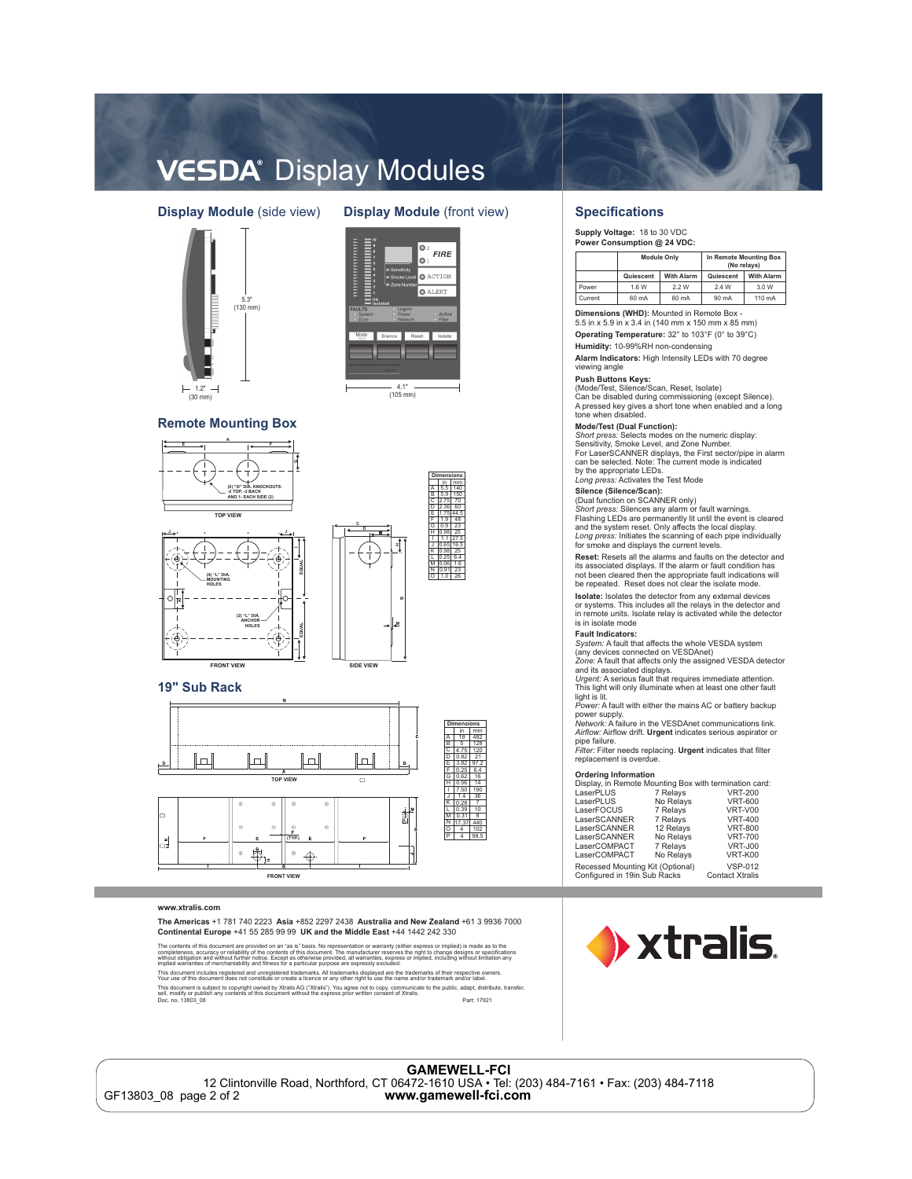# VESDA® Display Modules

## Display Module (side view)

5.3" (130 mm)

1.2" (30 mm)

## Display Module (front view)

FIRE

ACTION

ALERT

Sensitivity

Smoke Level

Zone Number

OK

Isolated

FAULTS

System

Zone

Urgent

Power

Network

Airflow

Filter

Mode Test

Silence

Reset

Isolate

4.1" (105 mm)

## Remote Mounting Box

(6) "O" DIA. KNOCKOUTS: -2 TOP, -2 BACK AND 1- EACH SIDE (2)

TOP VIEW

(4) "L" DIA. MOUNTING HOLES

(2) "L" DIA. ANCHOR HOLES

EQUAL

EQUAL

FRONT VIEW

SIDE VIEW

| Dimensions | in | mm |
|---|---|---|
| A | 5.5 | 140 |
| B | 5.9 | 150 |
| C | 2.75 | 70 |
| D | 2.36 | 60 |
| E | 1.75 | 44.5 |
| F | 1.9 | 48 |
| G | 0.9 | 23 |
| H | 0.98 | 25 |
| I | 1.1 | 27.5 |
| J | 0.65 | 16.5 |
| K | 0.98 | 25 |
| L | 0.25 | 6.4 |
| M | 0.06 | 1.6 |
| N | 0.91 | 23 |
| O | 1.0 | 26 |

## 19" Sub Rack

TOP VIEW

FRONT VIEW

| Dimensions | in | mm |
|---|---|---|
| A | 19 | 482 |
| B | 5 | 128 |
| C | 4.75 | 120 |
| D | 0.82 | 21 |
| E | 3.82 | 97.2 |
| F | 0.25 | 6.4 |
| G | 0.62 | 16 |
| H | 0.56 | 14 |
| I | 7.50 | 190 |
| J | 1.4 | 36 |
| K | 0.28 | 7 |
| L | 0.39 | 10 |
| M | 0.31 | 8 |
| N | 17.37 | 440 |
| O | 4 | 102 |
| P | 4 | 98.5 |

## Specifications

**Supply Voltage:** 18 to 30 VDC
**Power Consumption @ 24 VDC:**

| | Module Only | | In Remote Mounting Box (No relays) | |
|---|---|---|---|---|
| | Quiescent | With Alarm | Quiescent | With Alarm |
| Power | 1.6 W | 2.2 W | 2.4 W | 3.0 W |
| Current | 60 mA | 80 mA | 90 mA | 110 mA |

**Dimensions (WHD):** Mounted in Remote Box - 5.5 in x 5.9 in x 3.4 in (140 mm x 150 mm x 85 mm)

**Operating Temperature:** 32° to 103°F (0° to 39°C)

**Humidity:** 10-99%RH non-condensing

**Alarm Indicators:** High Intensity LEDs with 70 degree viewing angle

**Push Buttons Keys:**
(Mode/Test, Silence/Scan, Reset, Isolate)
Can be disabled during commissioning (except Silence).
A pressed key gives a short tone when enabled and a long tone when disabled.

**Mode/Test (Dual Function):**
*Short press:* Selects modes on the numeric display: Sensitivity, Smoke Level, and Zone Number.
For LaserSCANNER displays, the First sector/pipe in alarm can be selected. Note: The current mode is indicated by the appropriate LEDs.
*Long press:* Activates the Test Mode

**Silence (Silence/Scan):**
(Dual function on SCANNER only)
*Short press:* Silences any alarm or fault warnings.
Flashing LEDs are permanently lit until the event is cleared and the system reset. Only affects the local display.
*Long press:* Initiates the scanning of each pipe individually for smoke and displays the current levels.

**Reset:** Resets all the alarms and faults on the detector and its associated displays. If the alarm or fault condition has not been cleared then the appropriate fault indications will be repeated. Reset does not clear the isolate mode.

**Isolate:** Isolates the detector from any external devices or systems. This includes all the relays in the detector and in remote units. Isolate relay is activated while the detector is in isolate mode

**Fault Indicators:**
*System:* A fault that affects the whole VESDA system (any devices connected on VESDAnet)
*Zone:* A fault that affects only the assigned VESDA detector and its associated displays.
*Urgent:* A serious fault that requires immediate attention. This light will only illuminate when at least one other fault light is lit.
*Power:* A fault with either the mains AC or battery backup power supply.
*Network:* A failure in the VESDAnet communications link.
*Airflow:* Airflow drift. **Urgent** indicates serious aspirator or pipe failure.
*Filter:* Filter needs replacing. **Urgent** indicates that filter replacement is overdue.

**Ordering Information**
Display, in Remote Mounting Box with termination card:

| | | |
|---|---|---|
| LaserPLUS | 7 Relays | VRT-200 |
| LaserPLUS | No Relays | VRT-600 |
| LaserFOCUS | 7 Relays | VRT-V00 |
| LaserSCANNER | 7 Relays | VRT-400 |
| LaserSCANNER | 12 Relays | VRT-800 |
| LaserSCANNER | No Relays | VRT-700 |
| LaserCOMPACT | 7 Relays | VRT-J00 |
| LaserCOMPACT | No Relays | VRT-K00 |
| Recessed Mounting Kit (Optional) | | VSP-012 |
| Configured in 19in Sub Racks | | Contact Xtralis |

**www.xtralis.com**

**The Americas** +1 781 740 2223 **Asia** +852 2297 2438 **Australia and New Zealand** +61 3 9936 7000
**Continental Europe** +41 55 285 99 99 **UK and the Middle East** +44 1442 242 330

The contents of this document are provided on an "as is" basis. No representation or warranty (either express or implied) is made as to the completeness, accuracy or reliability of the contents of this document. The manufacturer reserves the right to change designs or specifications without obligation and without further notice. Except as otherwise provided, all warranties, express or implied, including without limitation any implied warranties of merchantability and fitness for a particular purpose are expressly excluded.

This document includes registered and unregistered trademarks. All trademarks displayed are the trademarks of their respective owners. Your use of this document does not constitute or create a licence or any other right to use the name and/or trademark and/or label.

This document is subject to copyright owned by Xtralis AG ("Xtralis"). You agree not to copy, communicate to the public, adapt, distribute, transfer, sell, modify or publish any contents of this document without the express prior written consent of Xtralis.

Doc. no. 13803_08 Part: 17921

xtralis

**GAMEWELL-FCI**
12 Clintonville Road, Northford, CT 06472-1610 USA • Tel: (203) 484-7161 • Fax: (203) 484-7118
**www.gamewell-fci.com**

GF13803_08